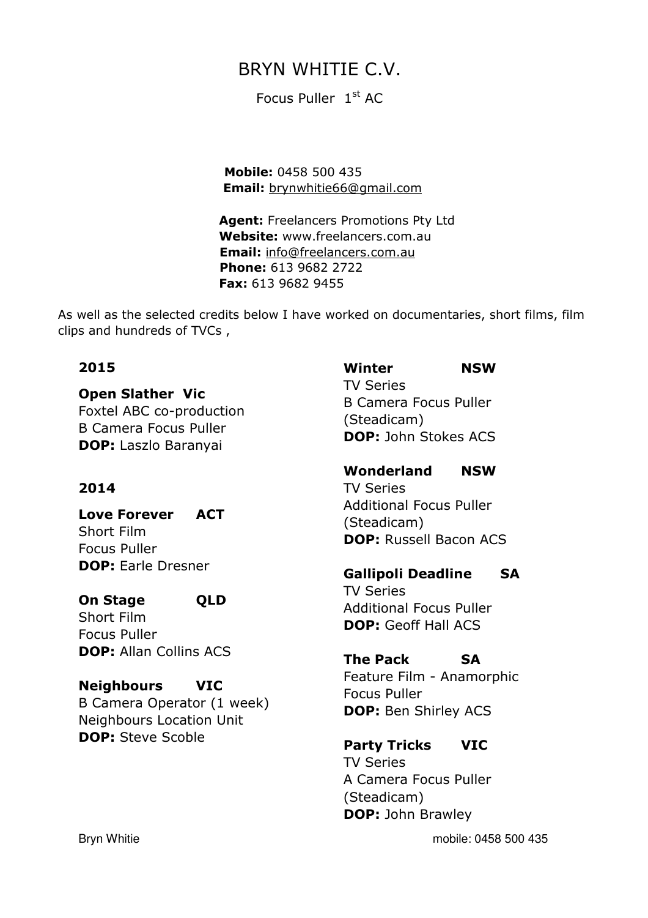# BRYN WHITIE C.V.

Focus Puller 1st AC

**Mobile:** 0458 500 435
**Email:** brynwhitie66@gmail.com

**Agent:** Freelancers Promotions Pty Ltd
**Website:** www.freelancers.com.au
**Email:** info@freelancers.com.au
**Phone:** 613 9682 2722
**Fax:** 613 9682 9455

As well as the selected credits below I have worked on documentaries, short films, film clips and hundreds of TVCs ,

## 2015

**Open Slather Vic**
Foxtel ABC co-production
B Camera Focus Puller
**DOP:** Laszlo Baranyai

## 2014

**Love Forever ACT**
Short Film
Focus Puller
**DOP:** Earle Dresner

**On Stage QLD**
Short Film
Focus Puller
**DOP:** Allan Collins ACS

**Neighbours VIC**
B Camera Operator (1 week)
Neighbours Location Unit
**DOP:** Steve Scoble

**Winter NSW**
TV Series
B Camera Focus Puller
(Steadicam)
**DOP:** John Stokes ACS

**Wonderland NSW**
TV Series
Additional Focus Puller
(Steadicam)
**DOP:** Russell Bacon ACS

**Gallipoli Deadline SA**
TV Series
Additional Focus Puller
**DOP:** Geoff Hall ACS

**The Pack SA**
Feature Film - Anamorphic
Focus Puller
**DOP:** Ben Shirley ACS

**Party Tricks VIC**
TV Series
A Camera Focus Puller
(Steadicam)
**DOP:** John Brawley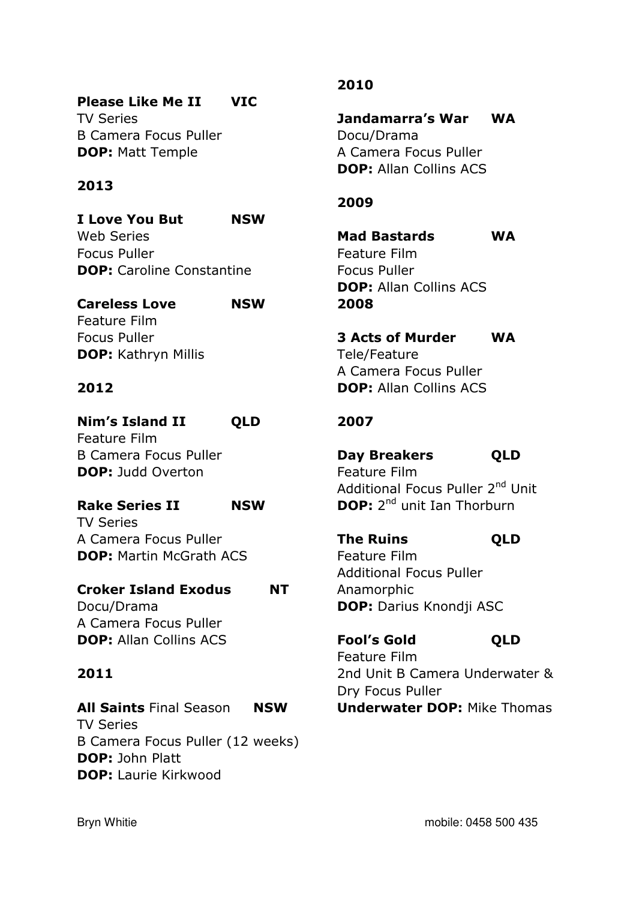**Please Like Me II** **VIC**
TV Series
B Camera Focus Puller
**DOP:** Matt Temple

**2013**

**I Love You But** **NSW**
Web Series
Focus Puller
**DOP:** Caroline Constantine

**Careless Love** **NSW**
Feature Film
Focus Puller
**DOP:** Kathryn Millis

**2012**

**Nim's Island II** **QLD**
Feature Film
B Camera Focus Puller
**DOP:** Judd Overton

**Rake Series II** **NSW**
TV Series
A Camera Focus Puller
**DOP:** Martin McGrath ACS

**Croker Island Exodus** **NT**
Docu/Drama
A Camera Focus Puller
**DOP:** Allan Collins ACS

**2011**

**All Saints** Final Season **NSW**
TV Series
B Camera Focus Puller (12 weeks)
**DOP:** John Platt
**DOP:** Laurie Kirkwood

**2010**

**Jandamarra's War** **WA**
Docu/Drama
A Camera Focus Puller
**DOP:** Allan Collins ACS

**2009**

**Mad Bastards** **WA**
Feature Film
Focus Puller
**DOP:** Allan Collins ACS

**2008**

**3 Acts of Murder** **WA**
Tele/Feature
A Camera Focus Puller
**DOP:** Allan Collins ACS

**2007**

**Day Breakers** **QLD**
Feature Film
Additional Focus Puller 2nd Unit
**DOP:** 2nd unit Ian Thorburn

**The Ruins** **QLD**
Feature Film
Additional Focus Puller
Anamorphic
**DOP:** Darius Knondji ASC

**Fool's Gold** **QLD**
Feature Film
2nd Unit B Camera Underwater & Dry Focus Puller
**Underwater DOP:** Mike Thomas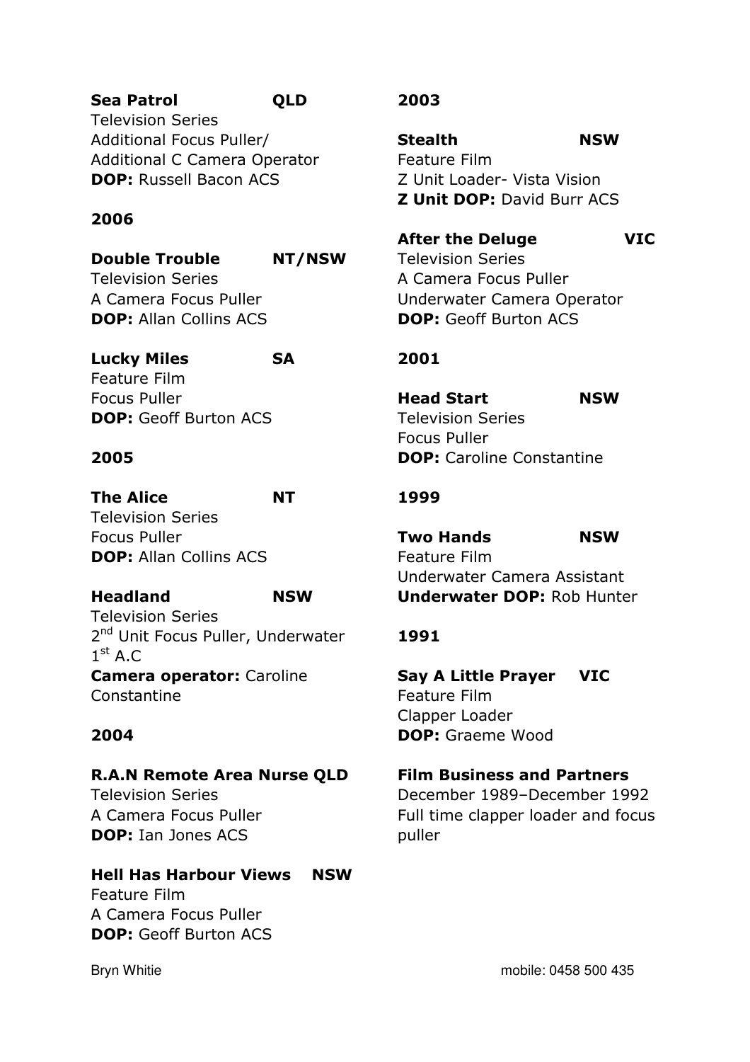**Sea Patrol** **QLD**
Television Series
Additional Focus Puller/
Additional C Camera Operator
**DOP:** Russell Bacon ACS

**2006**

**Double Trouble** **NT/NSW**
Television Series
A Camera Focus Puller
**DOP:** Allan Collins ACS

**Lucky Miles** **SA**
Feature Film
Focus Puller
**DOP:** Geoff Burton ACS

**2005**

**The Alice** **NT**
Television Series
Focus Puller
**DOP:** Allan Collins ACS

**Headland** **NSW**
Television Series
2nd Unit Focus Puller, Underwater 1st A.C
**Camera operator:** Caroline Constantine

**2004**

**R.A.N Remote Area Nurse QLD**
Television Series
A Camera Focus Puller
**DOP:** Ian Jones ACS

**Hell Has Harbour Views** **NSW**
Feature Film
A Camera Focus Puller
**DOP:** Geoff Burton ACS

**2003**

**Stealth** **NSW**
Feature Film
Z Unit Loader- Vista Vision
**Z Unit DOP:** David Burr ACS

**After the Deluge** **VIC**
Television Series
A Camera Focus Puller
Underwater Camera Operator
**DOP:** Geoff Burton ACS

**2001**

**Head Start** **NSW**
Television Series
Focus Puller
**DOP:** Caroline Constantine

**1999**

**Two Hands** **NSW**
Feature Film
Underwater Camera Assistant
**Underwater DOP:** Rob Hunter

**1991**

**Say A Little Prayer** **VIC**
Feature Film
Clapper Loader
**DOP:** Graeme Wood

**Film Business and Partners**
December 1989–December 1992
Full time clapper loader and focus puller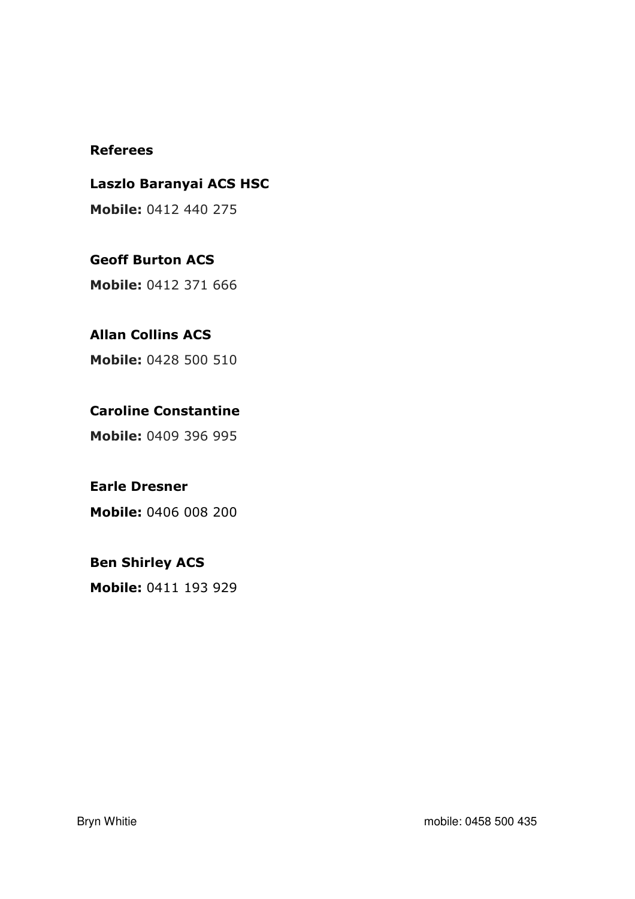## Referees

**Laszlo Baranyai ACS HSC**

**Mobile:** 0412 440 275

**Geoff Burton ACS**

**Mobile:** 0412 371 666

**Allan Collins ACS**

**Mobile:** 0428 500 510

**Caroline Constantine**

**Mobile:** 0409 396 995

**Earle Dresner**

**Mobile:** 0406 008 200

**Ben Shirley ACS**

**Mobile:** 0411 193 929